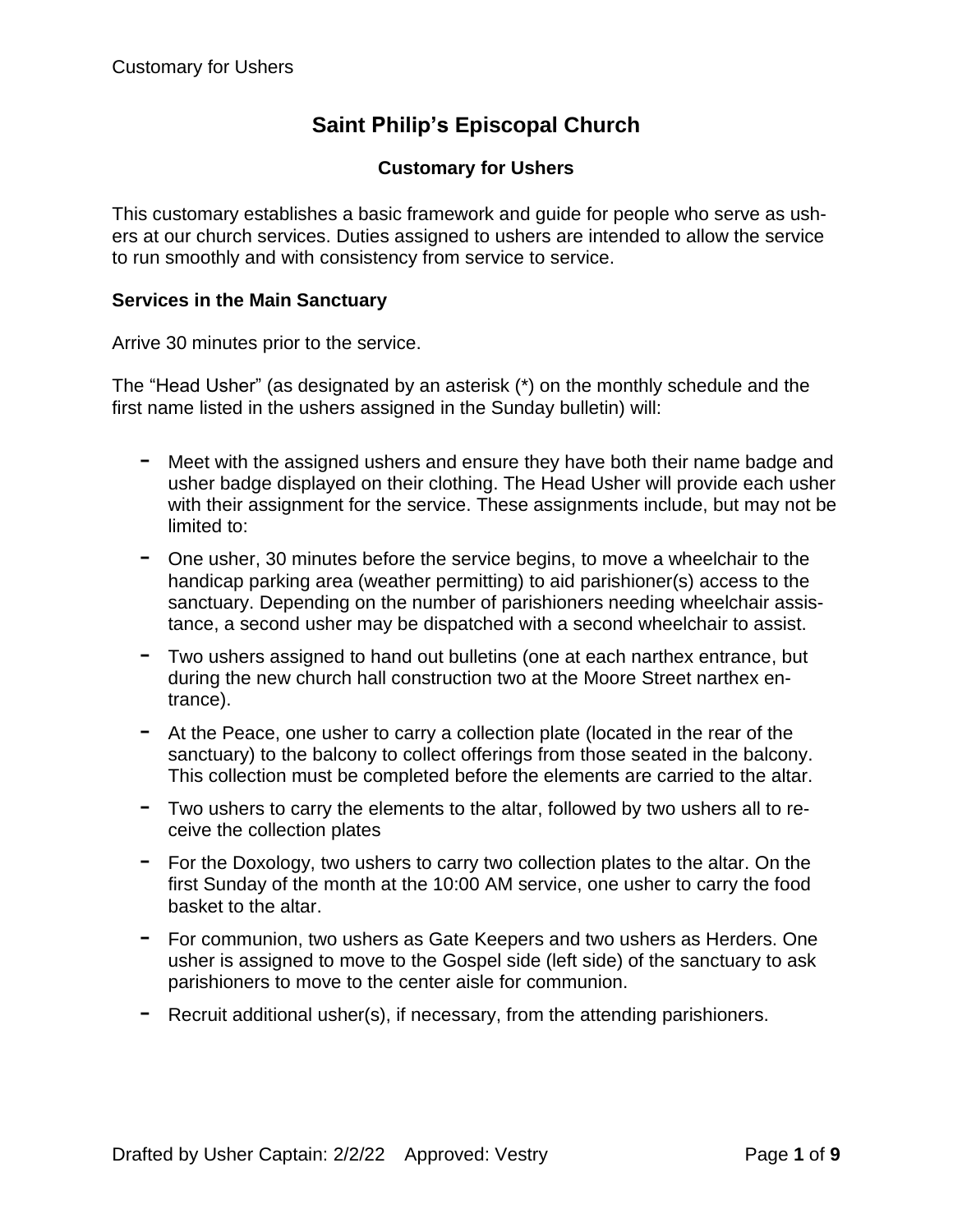# Saint Philip's Episcopal Church

## Customary for Ushers

This customary establishes a basic framework and guide for people who serve as ushers at our church services. Duties assigned to ushers are intended to allow the service to run smoothly and with consistency from service to service.

### Services in the Main Sanctuary

Arrive 30 minutes prior to the service.

The "Head Usher" (as designated by an asterisk (*) on the monthly schedule and the first name listed in the ushers assigned in the Sunday bulletin) will:

- Meet with the assigned ushers and ensure they have both their name badge and usher badge displayed on their clothing. The Head Usher will provide each usher with their assignment for the service. These assignments include, but may not be limited to:
- One usher, 30 minutes before the service begins, to move a wheelchair to the handicap parking area (weather permitting) to aid parishioner(s) access to the sanctuary. Depending on the number of parishioners needing wheelchair assistance, a second usher may be dispatched with a second wheelchair to assist.
- Two ushers assigned to hand out bulletins (one at each narthex entrance, but during the new church hall construction two at the Moore Street narthex entrance).
- At the Peace, one usher to carry a collection plate (located in the rear of the sanctuary) to the balcony to collect offerings from those seated in the balcony. This collection must be completed before the elements are carried to the altar.
- Two ushers to carry the elements to the altar, followed by two ushers all to receive the collection plates
- For the Doxology, two ushers to carry two collection plates to the altar. On the first Sunday of the month at the 10:00 AM service, one usher to carry the food basket to the altar.
- For communion, two ushers as Gate Keepers and two ushers as Herders. One usher is assigned to move to the Gospel side (left side) of the sanctuary to ask parishioners to move to the center aisle for communion.
- Recruit additional usher(s), if necessary, from the attending parishioners.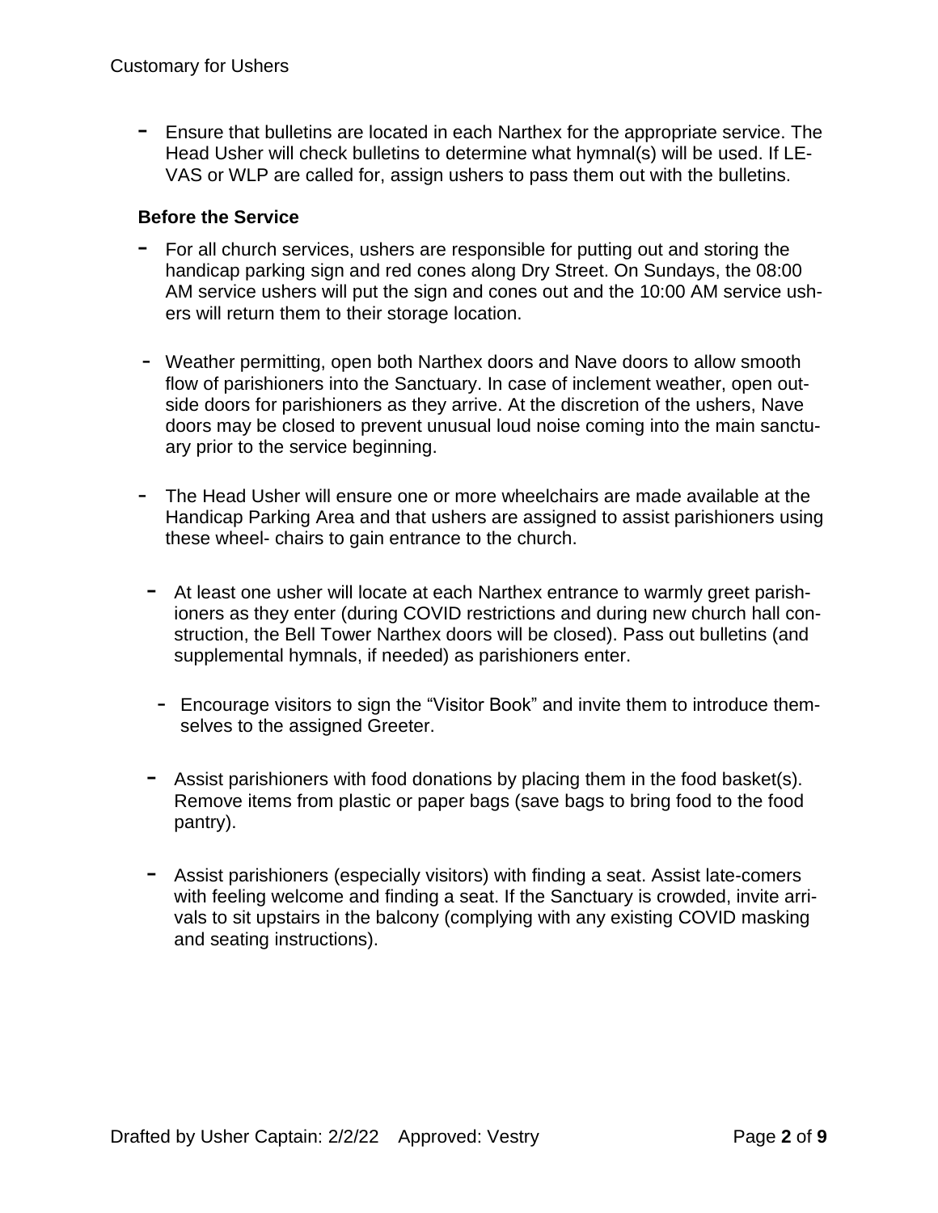- Ensure that bulletins are located in each Narthex for the appropriate service. The Head Usher will check bulletins to determine what hymnal(s) will be used. If LEVAS or WLP are called for, assign ushers to pass them out with the bulletins.

### Before the Service

- For all church services, ushers are responsible for putting out and storing the handicap parking sign and red cones along Dry Street. On Sundays, the 08:00 AM service ushers will put the sign and cones out and the 10:00 AM service ushers will return them to their storage location.

- Weather permitting, open both Narthex doors and Nave doors to allow smooth flow of parishioners into the Sanctuary. In case of inclement weather, open outside doors for parishioners as they arrive. At the discretion of the ushers, Nave doors may be closed to prevent unusual loud noise coming into the main sanctuary prior to the service beginning.

- The Head Usher will ensure one or more wheelchairs are made available at the Handicap Parking Area and that ushers are assigned to assist parishioners using these wheel- chairs to gain entrance to the church.

- At least one usher will locate at each Narthex entrance to warmly greet parishioners as they enter (during COVID restrictions and during new church hall construction, the Bell Tower Narthex doors will be closed). Pass out bulletins (and supplemental hymnals, if needed) as parishioners enter.

- Encourage visitors to sign the “Visitor Book” and invite them to introduce themselves to the assigned Greeter.

- Assist parishioners with food donations by placing them in the food basket(s). Remove items from plastic or paper bags (save bags to bring food to the food pantry).

- Assist parishioners (especially visitors) with finding a seat. Assist late-comers with feeling welcome and finding a seat. If the Sanctuary is crowded, invite arrivals to sit upstairs in the balcony (complying with any existing COVID masking and seating instructions).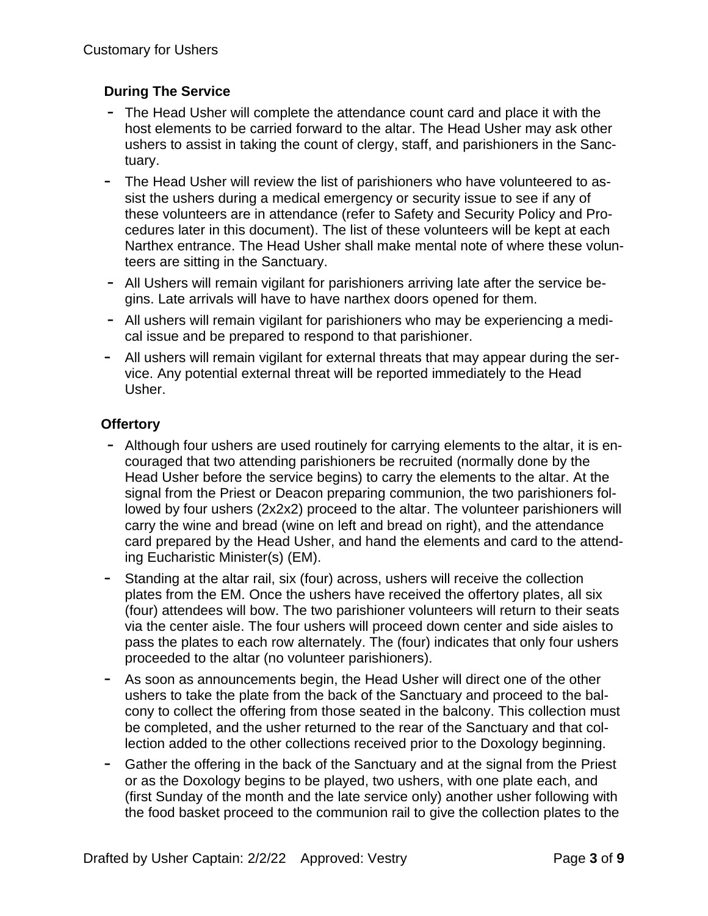### During The Service

- The Head Usher will complete the attendance count card and place it with the host elements to be carried forward to the altar. The Head Usher may ask other ushers to assist in taking the count of clergy, staff, and parishioners in the Sanctuary.
- The Head Usher will review the list of parishioners who have volunteered to assist the ushers during a medical emergency or security issue to see if any of these volunteers are in attendance (refer to Safety and Security Policy and Procedures later in this document). The list of these volunteers will be kept at each Narthex entrance. The Head Usher shall make mental note of where these volunteers are sitting in the Sanctuary.
- All Ushers will remain vigilant for parishioners arriving late after the service begins. Late arrivals will have to have narthex doors opened for them.
- All ushers will remain vigilant for parishioners who may be experiencing a medical issue and be prepared to respond to that parishioner.
- All ushers will remain vigilant for external threats that may appear during the service. Any potential external threat will be reported immediately to the Head Usher.

### Offertory

- Although four ushers are used routinely for carrying elements to the altar, it is encouraged that two attending parishioners be recruited (normally done by the Head Usher before the service begins) to carry the elements to the altar. At the signal from the Priest or Deacon preparing communion, the two parishioners followed by four ushers (2x2x2) proceed to the altar. The volunteer parishioners will carry the wine and bread (wine on left and bread on right), and the attendance card prepared by the Head Usher, and hand the elements and card to the attending Eucharistic Minister(s) (EM).
- Standing at the altar rail, six (four) across, ushers will receive the collection plates from the EM. Once the ushers have received the offertory plates, all six (four) attendees will bow. The two parishioner volunteers will return to their seats via the center aisle. The four ushers will proceed down center and side aisles to pass the plates to each row alternately. The (four) indicates that only four ushers proceeded to the altar (no volunteer parishioners).
- As soon as announcements begin, the Head Usher will direct one of the other ushers to take the plate from the back of the Sanctuary and proceed to the balcony to collect the offering from those seated in the balcony. This collection must be completed, and the usher returned to the rear of the Sanctuary and that collection added to the other collections received prior to the Doxology beginning.
- Gather the offering in the back of the Sanctuary and at the signal from the Priest or as the Doxology begins to be played, two ushers, with one plate each, and (first Sunday of the month and the late service only) another usher following with the food basket proceed to the communion rail to give the collection plates to the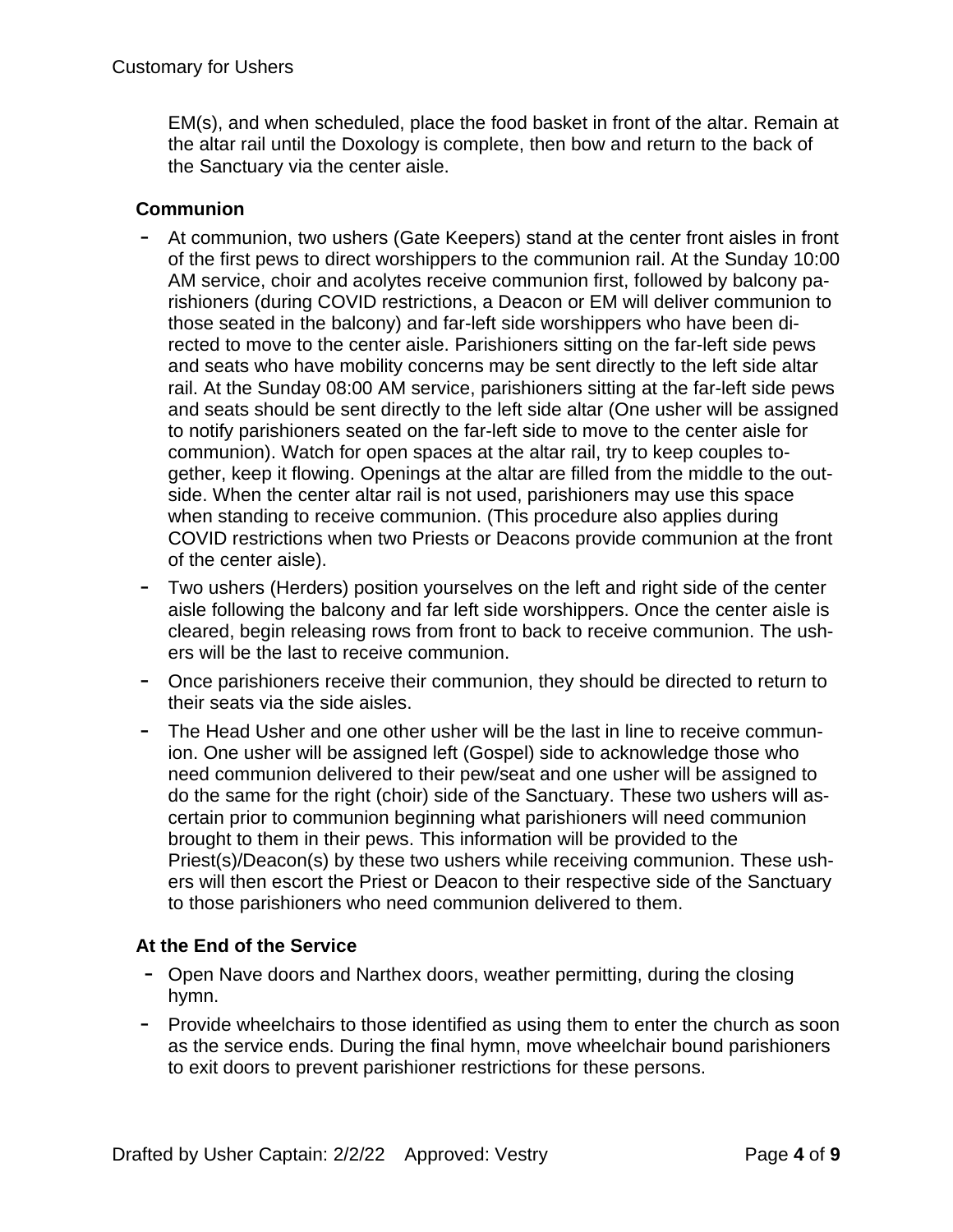EM(s), and when scheduled, place the food basket in front of the altar. Remain at the altar rail until the Doxology is complete, then bow and return to the back of the Sanctuary via the center aisle.

### Communion

- At communion, two ushers (Gate Keepers) stand at the center front aisles in front of the first pews to direct worshippers to the communion rail. At the Sunday 10:00 AM service, choir and acolytes receive communion first, followed by balcony parishioners (during COVID restrictions, a Deacon or EM will deliver communion to those seated in the balcony) and far-left side worshippers who have been directed to move to the center aisle. Parishioners sitting on the far-left side pews and seats who have mobility concerns may be sent directly to the left side altar rail. At the Sunday 08:00 AM service, parishioners sitting at the far-left side pews and seats should be sent directly to the left side altar (One usher will be assigned to notify parishioners seated on the far-left side to move to the center aisle for communion). Watch for open spaces at the altar rail, try to keep couples together, keep it flowing. Openings at the altar are filled from the middle to the outside. When the center altar rail is not used, parishioners may use this space when standing to receive communion. (This procedure also applies during COVID restrictions when two Priests or Deacons provide communion at the front of the center aisle).
- Two ushers (Herders) position yourselves on the left and right side of the center aisle following the balcony and far left side worshippers. Once the center aisle is cleared, begin releasing rows from front to back to receive communion. The ushers will be the last to receive communion.
- Once parishioners receive their communion, they should be directed to return to their seats via the side aisles.
- The Head Usher and one other usher will be the last in line to receive communion. One usher will be assigned left (Gospel) side to acknowledge those who need communion delivered to their pew/seat and one usher will be assigned to do the same for the right (choir) side of the Sanctuary. These two ushers will ascertain prior to communion beginning what parishioners will need communion brought to them in their pews. This information will be provided to the Priest(s)/Deacon(s) by these two ushers while receiving communion. These ushers will then escort the Priest or Deacon to their respective side of the Sanctuary to those parishioners who need communion delivered to them.

### At the End of the Service

- Open Nave doors and Narthex doors, weather permitting, during the closing hymn.
- Provide wheelchairs to those identified as using them to enter the church as soon as the service ends. During the final hymn, move wheelchair bound parishioners to exit doors to prevent parishioner restrictions for these persons.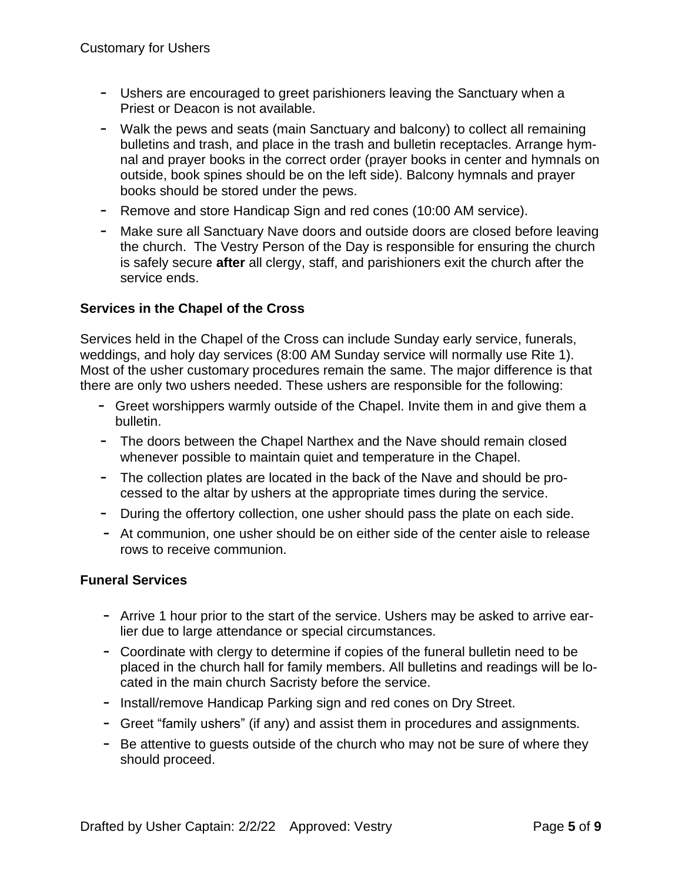- Ushers are encouraged to greet parishioners leaving the Sanctuary when a Priest or Deacon is not available.
- Walk the pews and seats (main Sanctuary and balcony) to collect all remaining bulletins and trash, and place in the trash and bulletin receptacles. Arrange hymnal and prayer books in the correct order (prayer books in center and hymnals on outside, book spines should be on the left side). Balcony hymnals and prayer books should be stored under the pews.
- Remove and store Handicap Sign and red cones (10:00 AM service).
- Make sure all Sanctuary Nave doors and outside doors are closed before leaving the church. The Vestry Person of the Day is responsible for ensuring the church is safely secure **after** all clergy, staff, and parishioners exit the church after the service ends.

### Services in the Chapel of the Cross

Services held in the Chapel of the Cross can include Sunday early service, funerals, weddings, and holy day services (8:00 AM Sunday service will normally use Rite 1). Most of the usher customary procedures remain the same. The major difference is that there are only two ushers needed. These ushers are responsible for the following:

- Greet worshippers warmly outside of the Chapel. Invite them in and give them a bulletin.
- The doors between the Chapel Narthex and the Nave should remain closed whenever possible to maintain quiet and temperature in the Chapel.
- The collection plates are located in the back of the Nave and should be processed to the altar by ushers at the appropriate times during the service.
- During the offertory collection, one usher should pass the plate on each side.
- At communion, one usher should be on either side of the center aisle to release rows to receive communion.

### Funeral Services

- Arrive 1 hour prior to the start of the service. Ushers may be asked to arrive earlier due to large attendance or special circumstances.
- Coordinate with clergy to determine if copies of the funeral bulletin need to be placed in the church hall for family members. All bulletins and readings will be located in the main church Sacristy before the service.
- Install/remove Handicap Parking sign and red cones on Dry Street.
- Greet "family ushers" (if any) and assist them in procedures and assignments.
- Be attentive to guests outside of the church who may not be sure of where they should proceed.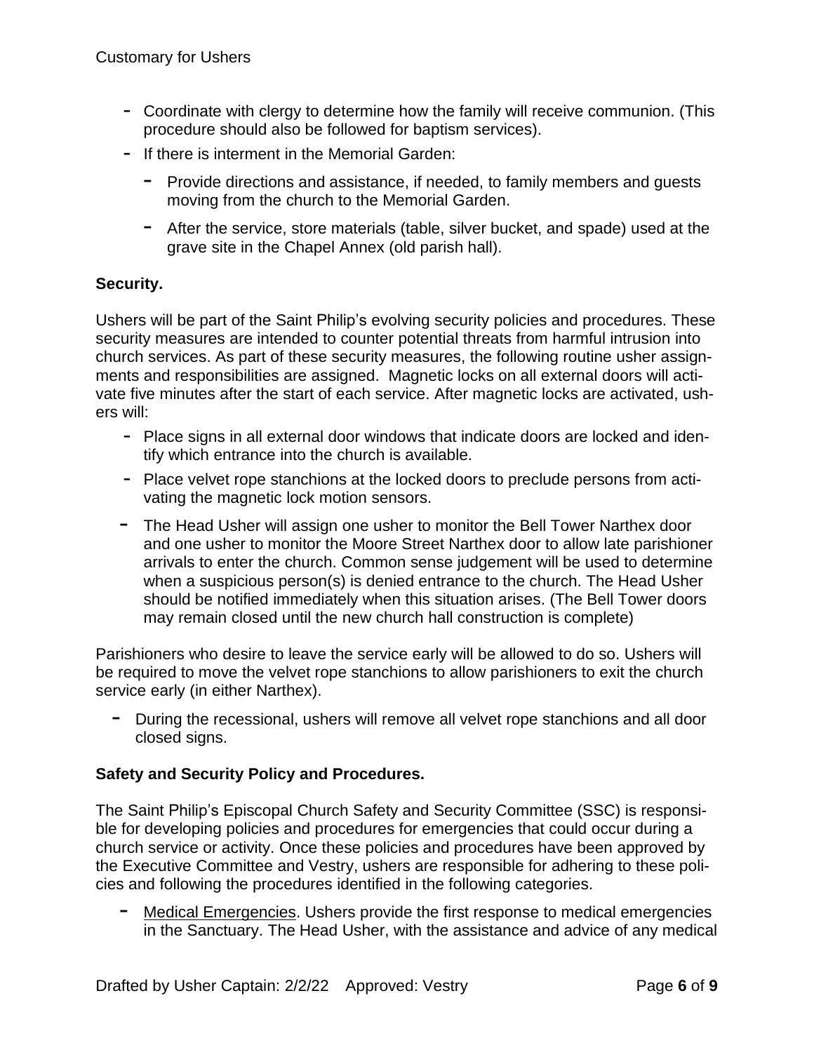- Coordinate with clergy to determine how the family will receive communion. (This procedure should also be followed for baptism services).
- If there is interment in the Memorial Garden:
  - Provide directions and assistance, if needed, to family members and guests moving from the church to the Memorial Garden.
  - After the service, store materials (table, silver bucket, and spade) used at the grave site in the Chapel Annex (old parish hall).

**Security.**

Ushers will be part of the Saint Philip's evolving security policies and procedures. These security measures are intended to counter potential threats from harmful intrusion into church services. As part of these security measures, the following routine usher assignments and responsibilities are assigned. Magnetic locks on all external doors will activate five minutes after the start of each service. After magnetic locks are activated, ushers will:

- Place signs in all external door windows that indicate doors are locked and identify which entrance into the church is available.
- Place velvet rope stanchions at the locked doors to preclude persons from activating the magnetic lock motion sensors.
- The Head Usher will assign one usher to monitor the Bell Tower Narthex door and one usher to monitor the Moore Street Narthex door to allow late parishioner arrivals to enter the church. Common sense judgement will be used to determine when a suspicious person(s) is denied entrance to the church. The Head Usher should be notified immediately when this situation arises. (The Bell Tower doors may remain closed until the new church hall construction is complete)

Parishioners who desire to leave the service early will be allowed to do so. Ushers will be required to move the velvet rope stanchions to allow parishioners to exit the church service early (in either Narthex).

- During the recessional, ushers will remove all velvet rope stanchions and all door closed signs.

**Safety and Security Policy and Procedures.**

The Saint Philip's Episcopal Church Safety and Security Committee (SSC) is responsible for developing policies and procedures for emergencies that could occur during a church service or activity. Once these policies and procedures have been approved by the Executive Committee and Vestry, ushers are responsible for adhering to these policies and following the procedures identified in the following categories.

- Medical Emergencies. Ushers provide the first response to medical emergencies in the Sanctuary. The Head Usher, with the assistance and advice of any medical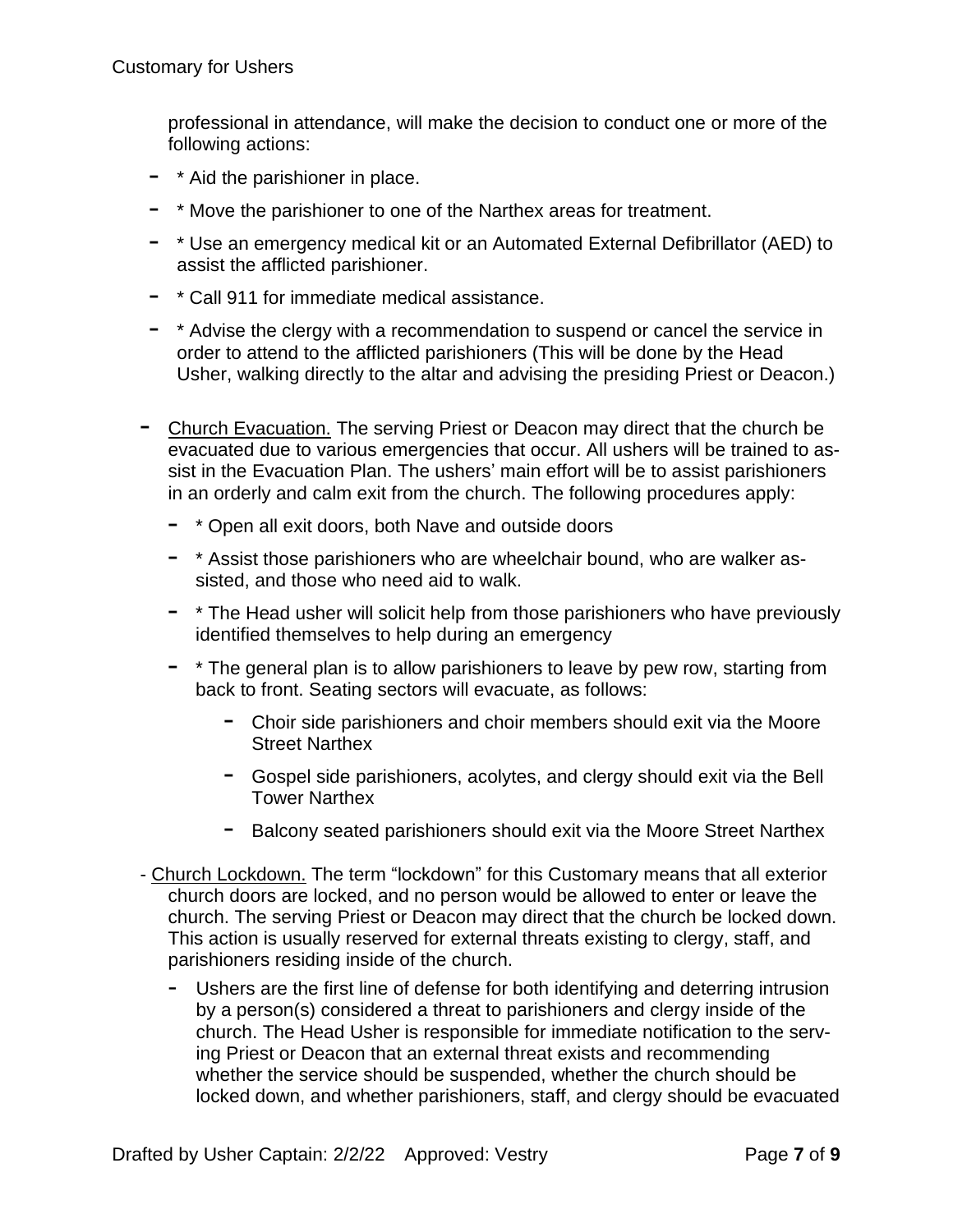professional in attendance, will make the decision to conduct one or more of the following actions:

- * Aid the parishioner in place.
- * Move the parishioner to one of the Narthex areas for treatment.
- * Use an emergency medical kit or an Automated External Defibrillator (AED) to assist the afflicted parishioner.
- * Call 911 for immediate medical assistance.
- * Advise the clergy with a recommendation to suspend or cancel the service in order to attend to the afflicted parishioners (This will be done by the Head Usher, walking directly to the altar and advising the presiding Priest or Deacon.)

- <u>Church Evacuation.</u> The serving Priest or Deacon may direct that the church be evacuated due to various emergencies that occur. All ushers will be trained to assist in the Evacuation Plan. The ushers' main effort will be to assist parishioners in an orderly and calm exit from the church. The following procedures apply:
  - * Open all exit doors, both Nave and outside doors
  - * Assist those parishioners who are wheelchair bound, who are walker assisted, and those who need aid to walk.
  - * The Head usher will solicit help from those parishioners who have previously identified themselves to help during an emergency
  - * The general plan is to allow parishioners to leave by pew row, starting from back to front. Seating sectors will evacuate, as follows:
    - Choir side parishioners and choir members should exit via the Moore Street Narthex
    - Gospel side parishioners, acolytes, and clergy should exit via the Bell Tower Narthex
    - Balcony seated parishioners should exit via the Moore Street Narthex

- <u>Church Lockdown.</u> The term "lockdown" for this Customary means that all exterior church doors are locked, and no person would be allowed to enter or leave the church. The serving Priest or Deacon may direct that the church be locked down. This action is usually reserved for external threats existing to clergy, staff, and parishioners residing inside of the church.
  - Ushers are the first line of defense for both identifying and deterring intrusion by a person(s) considered a threat to parishioners and clergy inside of the church. The Head Usher is responsible for immediate notification to the serving Priest or Deacon that an external threat exists and recommending whether the service should be suspended, whether the church should be locked down, and whether parishioners, staff, and clergy should be evacuated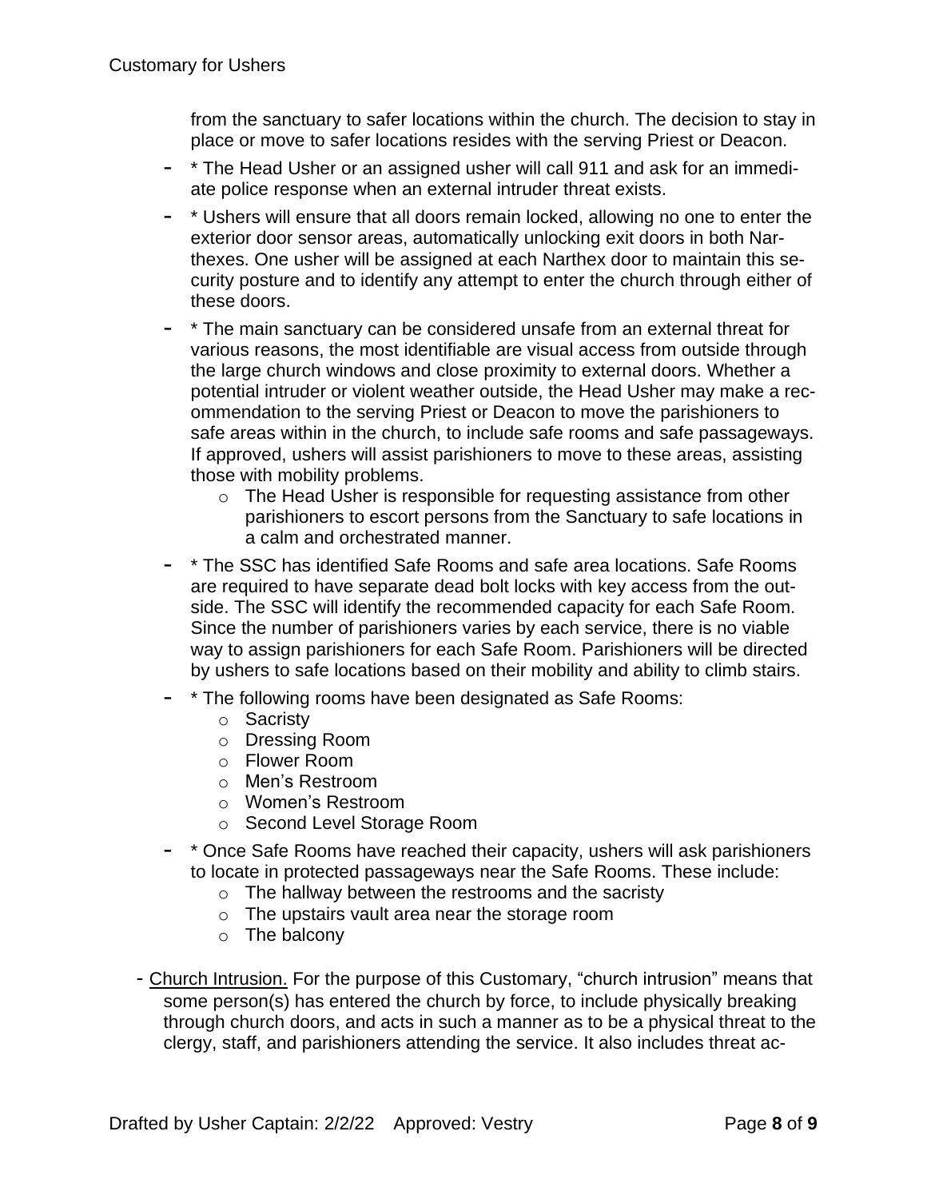from the sanctuary to safer locations within the church. The decision to stay in place or move to safer locations resides with the serving Priest or Deacon.

- * The Head Usher or an assigned usher will call 911 and ask for an immediate police response when an external intruder threat exists.
- * Ushers will ensure that all doors remain locked, allowing no one to enter the exterior door sensor areas, automatically unlocking exit doors in both Narthexes. One usher will be assigned at each Narthex door to maintain this security posture and to identify any attempt to enter the church through either of these doors.
- * The main sanctuary can be considered unsafe from an external threat for various reasons, the most identifiable are visual access from outside through the large church windows and close proximity to external doors. Whether a potential intruder or violent weather outside, the Head Usher may make a recommendation to the serving Priest or Deacon to move the parishioners to safe areas within in the church, to include safe rooms and safe passageways. If approved, ushers will assist parishioners to move to these areas, assisting those with mobility problems.
  - The Head Usher is responsible for requesting assistance from other parishioners to escort persons from the Sanctuary to safe locations in a calm and orchestrated manner.
- * The SSC has identified Safe Rooms and safe area locations. Safe Rooms are required to have separate dead bolt locks with key access from the outside. The SSC will identify the recommended capacity for each Safe Room. Since the number of parishioners varies by each service, there is no viable way to assign parishioners for each Safe Room. Parishioners will be directed by ushers to safe locations based on their mobility and ability to climb stairs.
- * The following rooms have been designated as Safe Rooms:
  - Sacristy
  - Dressing Room
  - Flower Room
  - Men's Restroom
  - Women's Restroom
  - Second Level Storage Room
- * Once Safe Rooms have reached their capacity, ushers will ask parishioners to locate in protected passageways near the Safe Rooms. These include:
  - The hallway between the restrooms and the sacristy
  - The upstairs vault area near the storage room
  - The balcony

- <u>Church Intrusion.</u> For the purpose of this Customary, "church intrusion" means that some person(s) has entered the church by force, to include physically breaking through church doors, and acts in such a manner as to be a physical threat to the clergy, staff, and parishioners attending the service. It also includes threat ac-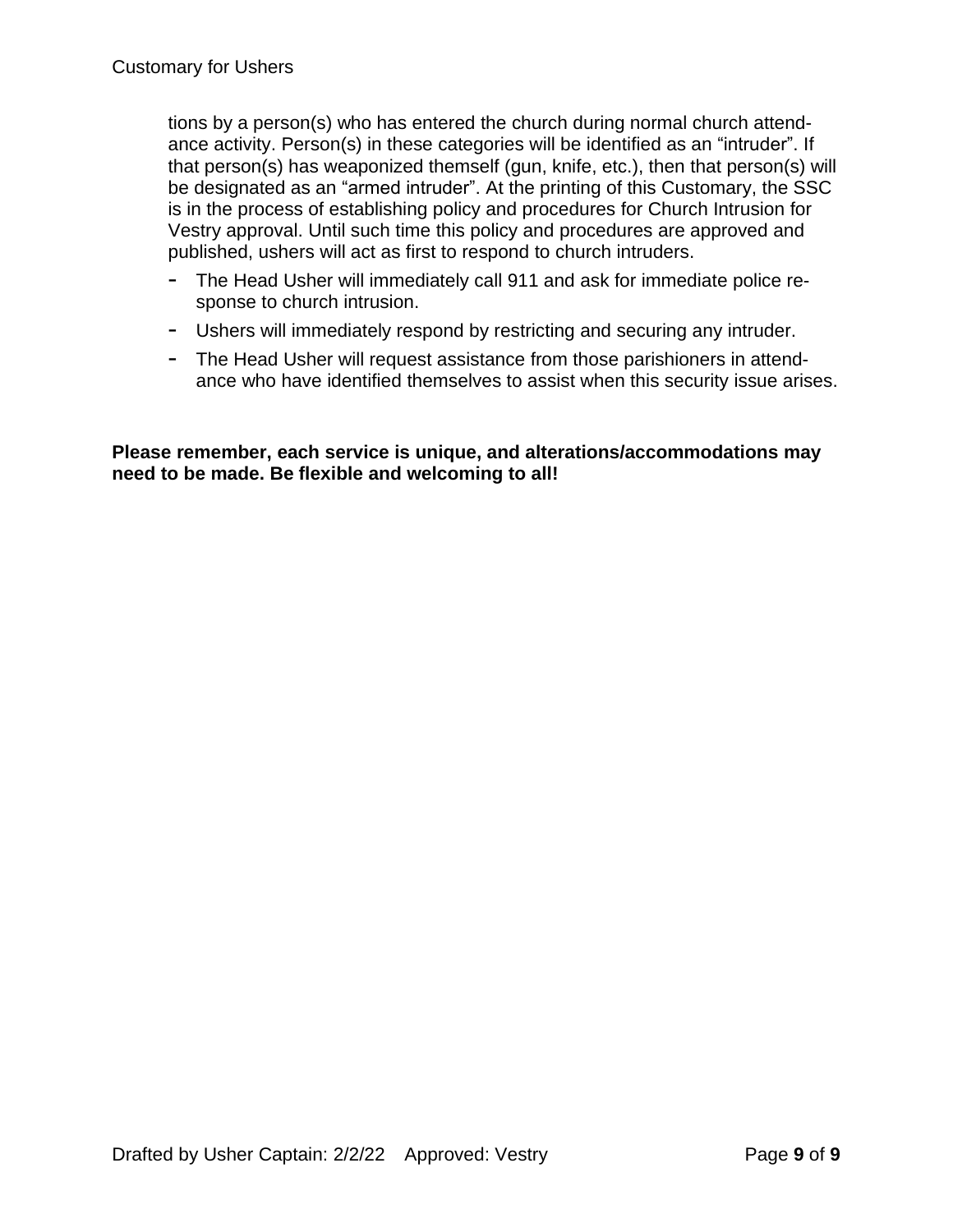tions by a person(s) who has entered the church during normal church attendance activity. Person(s) in these categories will be identified as an “intruder”. If that person(s) has weaponized themself (gun, knife, etc.), then that person(s) will be designated as an “armed intruder”. At the printing of this Customary, the SSC is in the process of establishing policy and procedures for Church Intrusion for Vestry approval. Until such time this policy and procedures are approved and published, ushers will act as first to respond to church intruders.

- The Head Usher will immediately call 911 and ask for immediate police response to church intrusion.
- Ushers will immediately respond by restricting and securing any intruder.
- The Head Usher will request assistance from those parishioners in attendance who have identified themselves to assist when this security issue arises.

**Please remember, each service is unique, and alterations/accommodations may need to be made. Be flexible and welcoming to all!**

Drafted by Usher Captain: 2/2/22    Approved: Vestry